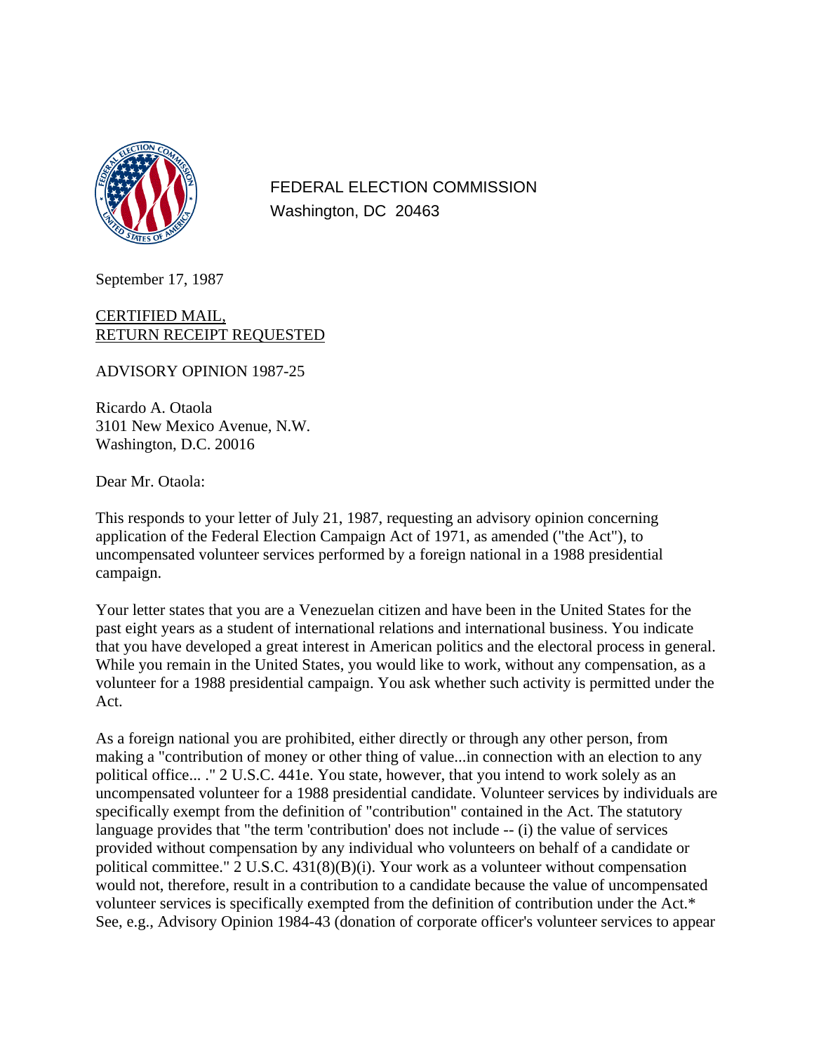FEDERAL ELECTION COMMISSION
Washington, DC 20463

September 17, 1987

CERTIFIED MAIL,
RETURN RECEIPT REQUESTED

ADVISORY OPINION 1987-25

Ricardo A. Otaola
3101 New Mexico Avenue, N.W.
Washington, D.C. 20016

Dear Mr. Otaola:

This responds to your letter of July 21, 1987, requesting an advisory opinion concerning application of the Federal Election Campaign Act of 1971, as amended ("the Act"), to uncompensated volunteer services performed by a foreign national in a 1988 presidential campaign.

Your letter states that you are a Venezuelan citizen and have been in the United States for the past eight years as a student of international relations and international business. You indicate that you have developed a great interest in American politics and the electoral process in general. While you remain in the United States, you would like to work, without any compensation, as a volunteer for a 1988 presidential campaign. You ask whether such activity is permitted under the Act.

As a foreign national you are prohibited, either directly or through any other person, from making a "contribution of money or other thing of value...in connection with an election to any political office... ." 2 U.S.C. 441e. You state, however, that you intend to work solely as an uncompensated volunteer for a 1988 presidential candidate. Volunteer services by individuals are specifically exempt from the definition of "contribution" contained in the Act. The statutory language provides that "the term 'contribution' does not include -- (i) the value of services provided without compensation by any individual who volunteers on behalf of a candidate or political committee." 2 U.S.C. 431(8)(B)(i). Your work as a volunteer without compensation would not, therefore, result in a contribution to a candidate because the value of uncompensated volunteer services is specifically exempted from the definition of contribution under the Act.* See, e.g., Advisory Opinion 1984-43 (donation of corporate officer's volunteer services to appear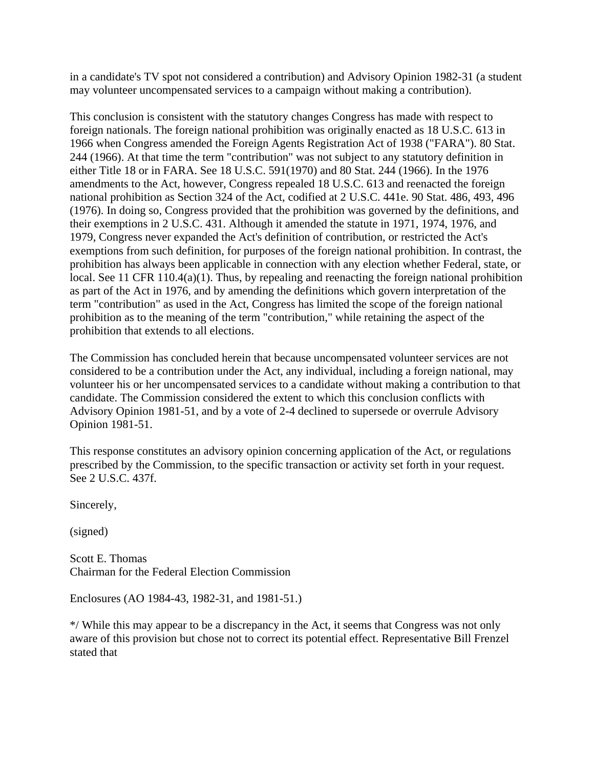in a candidate's TV spot not considered a contribution) and Advisory Opinion 1982-31 (a student may volunteer uncompensated services to a campaign without making a contribution).

This conclusion is consistent with the statutory changes Congress has made with respect to foreign nationals. The foreign national prohibition was originally enacted as 18 U.S.C. 613 in 1966 when Congress amended the Foreign Agents Registration Act of 1938 ("FARA"). 80 Stat. 244 (1966). At that time the term "contribution" was not subject to any statutory definition in either Title 18 or in FARA. See 18 U.S.C. 591(1970) and 80 Stat. 244 (1966). In the 1976 amendments to the Act, however, Congress repealed 18 U.S.C. 613 and reenacted the foreign national prohibition as Section 324 of the Act, codified at 2 U.S.C. 441e. 90 Stat. 486, 493, 496 (1976). In doing so, Congress provided that the prohibition was governed by the definitions, and their exemptions in 2 U.S.C. 431. Although it amended the statute in 1971, 1974, 1976, and 1979, Congress never expanded the Act's definition of contribution, or restricted the Act's exemptions from such definition, for purposes of the foreign national prohibition. In contrast, the prohibition has always been applicable in connection with any election whether Federal, state, or local. See 11 CFR 110.4(a)(1). Thus, by repealing and reenacting the foreign national prohibition as part of the Act in 1976, and by amending the definitions which govern interpretation of the term "contribution" as used in the Act, Congress has limited the scope of the foreign national prohibition as to the meaning of the term "contribution," while retaining the aspect of the prohibition that extends to all elections.

The Commission has concluded herein that because uncompensated volunteer services are not considered to be a contribution under the Act, any individual, including a foreign national, may volunteer his or her uncompensated services to a candidate without making a contribution to that candidate. The Commission considered the extent to which this conclusion conflicts with Advisory Opinion 1981-51, and by a vote of 2-4 declined to supersede or overrule Advisory Opinion 1981-51.

This response constitutes an advisory opinion concerning application of the Act, or regulations prescribed by the Commission, to the specific transaction or activity set forth in your request. See 2 U.S.C. 437f.

Sincerely,

(signed)

Scott E. Thomas
Chairman for the Federal Election Commission

Enclosures (AO 1984-43, 1982-31, and 1981-51.)

*/ While this may appear to be a discrepancy in the Act, it seems that Congress was not only aware of this provision but chose not to correct its potential effect. Representative Bill Frenzel stated that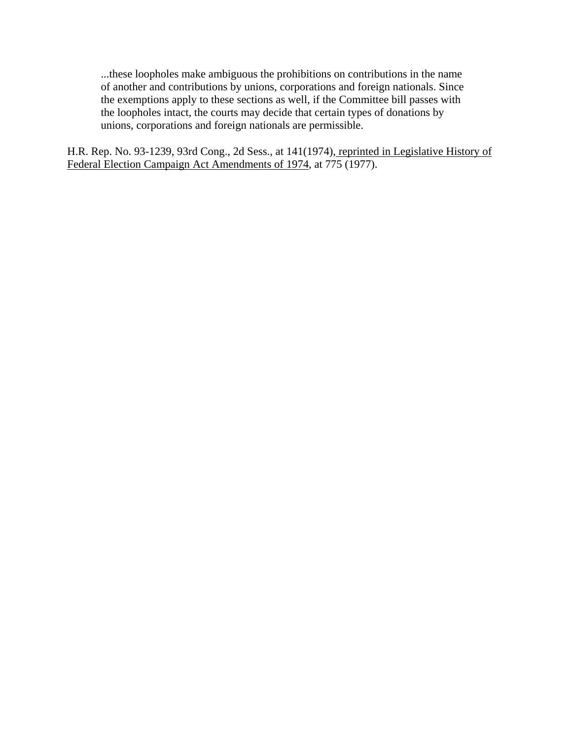> ...these loopholes make ambiguous the prohibitions on contributions in the name of another and contributions by unions, corporations and foreign nationals. Since the exemptions apply to these sections as well, if the Committee bill passes with the loopholes intact, the courts may decide that certain types of donations by unions, corporations and foreign nationals are permissible.

H.R. Rep. No. 93-1239, 93rd Cong., 2d Sess., at 141(1974), reprinted in Legislative History of Federal Election Campaign Act Amendments of 1974, at 775 (1977).